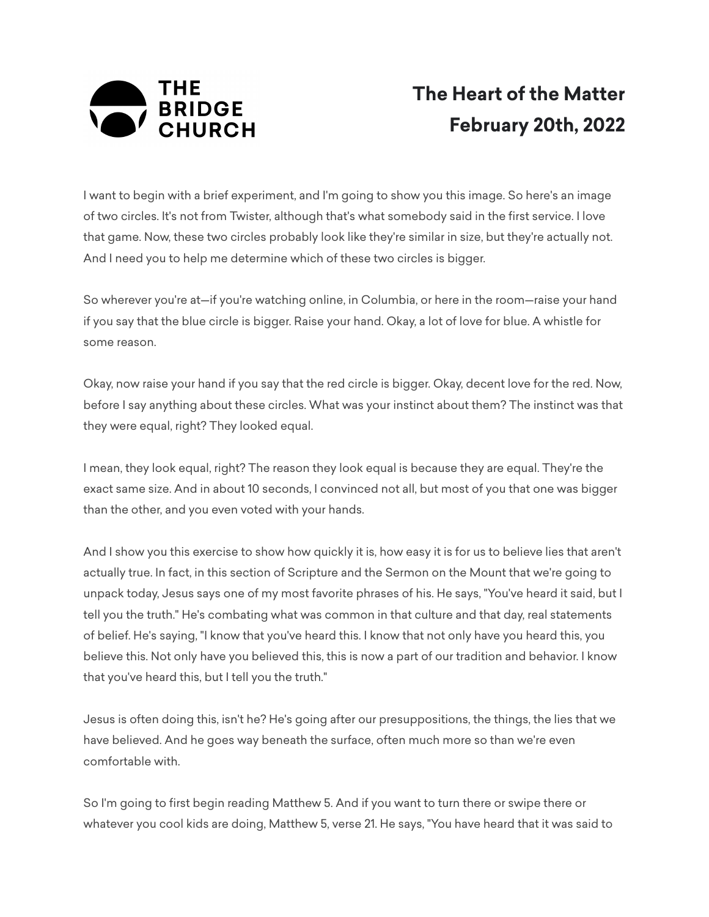THE BRIDGE CHURCH

# The Heart of the Matter
## February 20th, 2022

I want to begin with a brief experiment, and I'm going to show you this image. So here's an image of two circles. It's not from Twister, although that's what somebody said in the first service. I love that game. Now, these two circles probably look like they're similar in size, but they're actually not. And I need you to help me determine which of these two circles is bigger.

So wherever you're at—if you're watching online, in Columbia, or here in the room—raise your hand if you say that the blue circle is bigger. Raise your hand. Okay, a lot of love for blue. A whistle for some reason.

Okay, now raise your hand if you say that the red circle is bigger. Okay, decent love for the red. Now, before I say anything about these circles. What was your instinct about them? The instinct was that they were equal, right? They looked equal.

I mean, they look equal, right? The reason they look equal is because they are equal. They're the exact same size. And in about 10 seconds, I convinced not all, but most of you that one was bigger than the other, and you even voted with your hands.

And I show you this exercise to show how quickly it is, how easy it is for us to believe lies that aren't actually true. In fact, in this section of Scripture and the Sermon on the Mount that we're going to unpack today, Jesus says one of my most favorite phrases of his. He says, "You've heard it said, but I tell you the truth." He's combating what was common in that culture and that day, real statements of belief. He's saying, "I know that you've heard this. I know that not only have you heard this, you believe this. Not only have you believed this, this is now a part of our tradition and behavior. I know that you've heard this, but I tell you the truth."

Jesus is often doing this, isn't he? He's going after our presuppositions, the things, the lies that we have believed. And he goes way beneath the surface, often much more so than we're even comfortable with.

So I'm going to first begin reading Matthew 5. And if you want to turn there or swipe there or whatever you cool kids are doing, Matthew 5, verse 21. He says, "You have heard that it was said to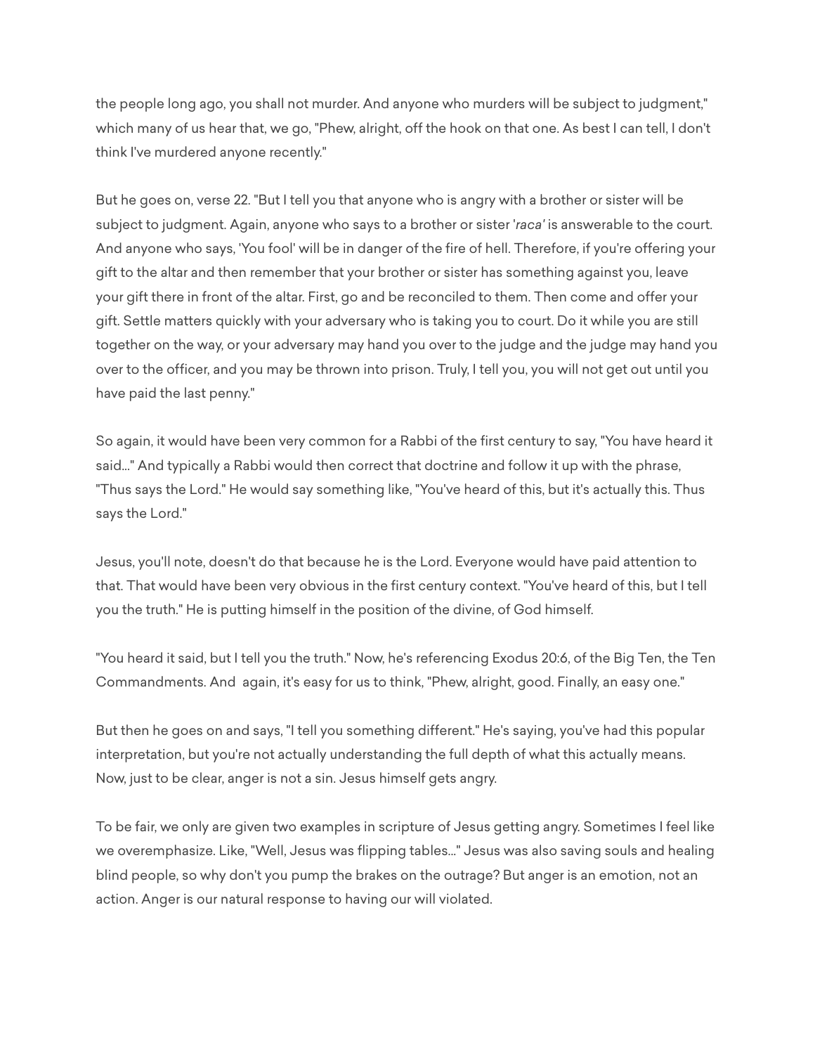the people long ago, you shall not murder. And anyone who murders will be subject to judgment," which many of us hear that, we go, "Phew, alright, off the hook on that one. As best I can tell, I don't think I've murdered anyone recently."

But he goes on, verse 22. "But I tell you that anyone who is angry with a brother or sister will be subject to judgment. Again, anyone who says to a brother or sister '*raca'* is answerable to the court. And anyone who says, 'You fool' will be in danger of the fire of hell. Therefore, if you're offering your gift to the altar and then remember that your brother or sister has something against you, leave your gift there in front of the altar. First, go and be reconciled to them. Then come and offer your gift. Settle matters quickly with your adversary who is taking you to court. Do it while you are still together on the way, or your adversary may hand you over to the judge and the judge may hand you over to the officer, and you may be thrown into prison. Truly, I tell you, you will not get out until you have paid the last penny."

So again, it would have been very common for a Rabbi of the first century to say, "You have heard it said..." And typically a Rabbi would then correct that doctrine and follow it up with the phrase, "Thus says the Lord." He would say something like, "You've heard of this, but it's actually this. Thus says the Lord."

Jesus, you'll note, doesn't do that because he is the Lord. Everyone would have paid attention to that. That would have been very obvious in the first century context. "You've heard of this, but I tell you the truth." He is putting himself in the position of the divine, of God himself.

"You heard it said, but I tell you the truth." Now, he's referencing Exodus 20:6, of the Big Ten, the Ten Commandments. And again, it's easy for us to think, "Phew, alright, good. Finally, an easy one."

But then he goes on and says, "I tell you something different." He's saying, you've had this popular interpretation, but you're not actually understanding the full depth of what this actually means. Now, just to be clear, anger is not a sin. Jesus himself gets angry.

To be fair, we only are given two examples in scripture of Jesus getting angry. Sometimes I feel like we overemphasize. Like, "Well, Jesus was flipping tables..." Jesus was also saving souls and healing blind people, so why don't you pump the brakes on the outrage? But anger is an emotion, not an action. Anger is our natural response to having our will violated.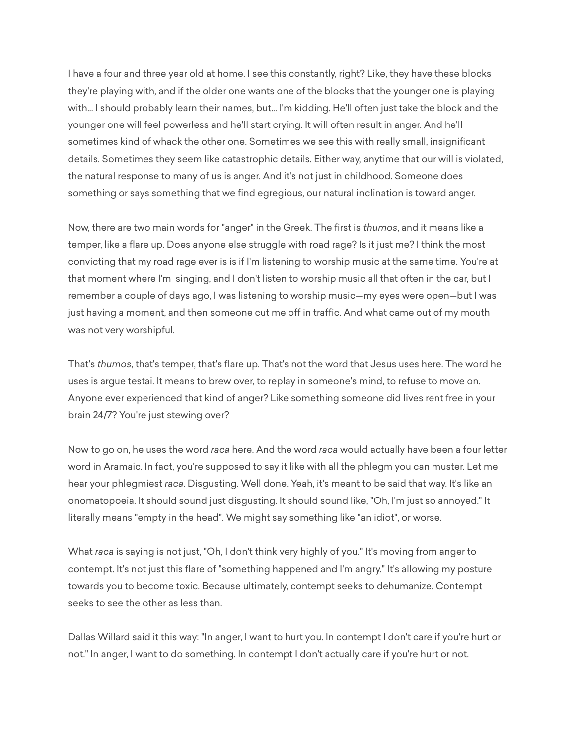I have a four and three year old at home. I see this constantly, right? Like, they have these blocks they're playing with, and if the older one wants one of the blocks that the younger one is playing with... I should probably learn their names, but... I'm kidding. He'll often just take the block and the younger one will feel powerless and he'll start crying. It will often result in anger. And he'll sometimes kind of whack the other one. Sometimes we see this with really small, insignificant details. Sometimes they seem like catastrophic details. Either way, anytime that our will is violated, the natural response to many of us is anger. And it's not just in childhood. Someone does something or says something that we find egregious, our natural inclination is toward anger.

Now, there are two main words for "anger" in the Greek. The first is *thumos*, and it means like a temper, like a flare up. Does anyone else struggle with road rage? Is it just me? I think the most convicting that my road rage ever is is if I'm listening to worship music at the same time. You're at that moment where I'm  singing, and I don't listen to worship music all that often in the car, but I remember a couple of days ago, I was listening to worship music—my eyes were open—but I was just having a moment, and then someone cut me off in traffic. And what came out of my mouth was not very worshipful.

That's *thumos*, that's temper, that's flare up. That's not the word that Jesus uses here. The word he uses is argue testai. It means to brew over, to replay in someone's mind, to refuse to move on. Anyone ever experienced that kind of anger? Like something someone did lives rent free in your brain 24/7? You're just stewing over?

Now to go on, he uses the word *raca* here. And the word *raca* would actually have been a four letter word in Aramaic. In fact, you're supposed to say it like with all the phlegm you can muster. Let me hear your phlegmiest *raca*. Disgusting. Well done. Yeah, it's meant to be said that way. It's like an onomatopoeia. It should sound just disgusting. It should sound like, "Oh, I'm just so annoyed." It literally means "empty in the head". We might say something like "an idiot", or worse.

What *raca* is saying is not just, "Oh, I don't think very highly of you." It's moving from anger to contempt. It's not just this flare of "something happened and I'm angry." It's allowing my posture towards you to become toxic. Because ultimately, contempt seeks to dehumanize. Contempt seeks to see the other as less than.

Dallas Willard said it this way: "In anger, I want to hurt you. In contempt I don't care if you're hurt or not." In anger, I want to do something. In contempt I don't actually care if you're hurt or not.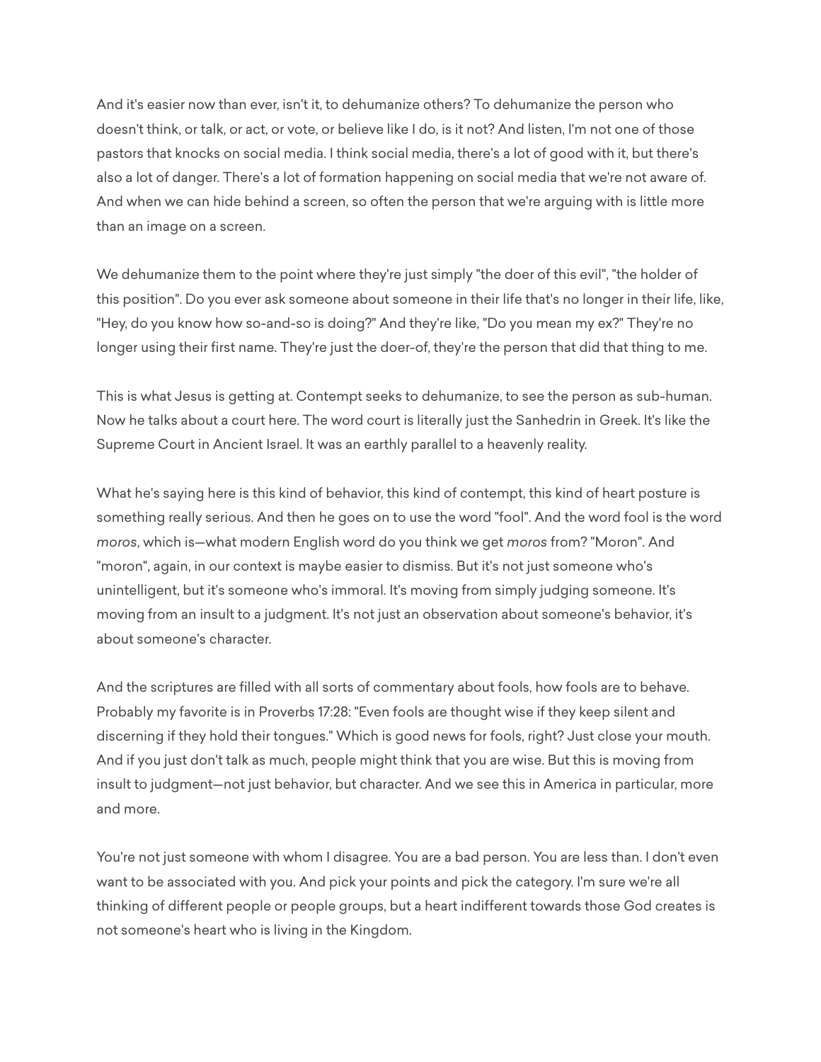And it's easier now than ever, isn't it, to dehumanize others? To dehumanize the person who doesn't think, or talk, or act, or vote, or believe like I do, is it not? And listen, I'm not one of those pastors that knocks on social media. I think social media, there's a lot of good with it, but there's also a lot of danger. There's a lot of formation happening on social media that we're not aware of. And when we can hide behind a screen, so often the person that we're arguing with is little more than an image on a screen.

We dehumanize them to the point where they're just simply "the doer of this evil", "the holder of this position". Do you ever ask someone about someone in their life that's no longer in their life, like, "Hey, do you know how so-and-so is doing?" And they're like, "Do you mean my ex?" They're no longer using their first name. They're just the doer-of, they're the person that did that thing to me.

This is what Jesus is getting at. Contempt seeks to dehumanize, to see the person as sub-human. Now he talks about a court here. The word court is literally just the Sanhedrin in Greek. It's like the Supreme Court in Ancient Israel. It was an earthly parallel to a heavenly reality.

What he's saying here is this kind of behavior, this kind of contempt, this kind of heart posture is something really serious. And then he goes on to use the word "fool". And the word fool is the word *moros*, which is—what modern English word do you think we get *moros* from? "Moron". And "moron", again, in our context is maybe easier to dismiss. But it's not just someone who's unintelligent, but it's someone who's immoral. It's moving from simply judging someone. It's moving from an insult to a judgment. It's not just an observation about someone's behavior, it's about someone's character.

And the scriptures are filled with all sorts of commentary about fools, how fools are to behave. Probably my favorite is in Proverbs 17:28: "Even fools are thought wise if they keep silent and discerning if they hold their tongues." Which is good news for fools, right? Just close your mouth. And if you just don't talk as much, people might think that you are wise. But this is moving from insult to judgment—not just behavior, but character. And we see this in America in particular, more and more.

You're not just someone with whom I disagree. You are a bad person. You are less than. I don't even want to be associated with you. And pick your points and pick the category. I'm sure we're all thinking of different people or people groups, but a heart indifferent towards those God creates is not someone's heart who is living in the Kingdom.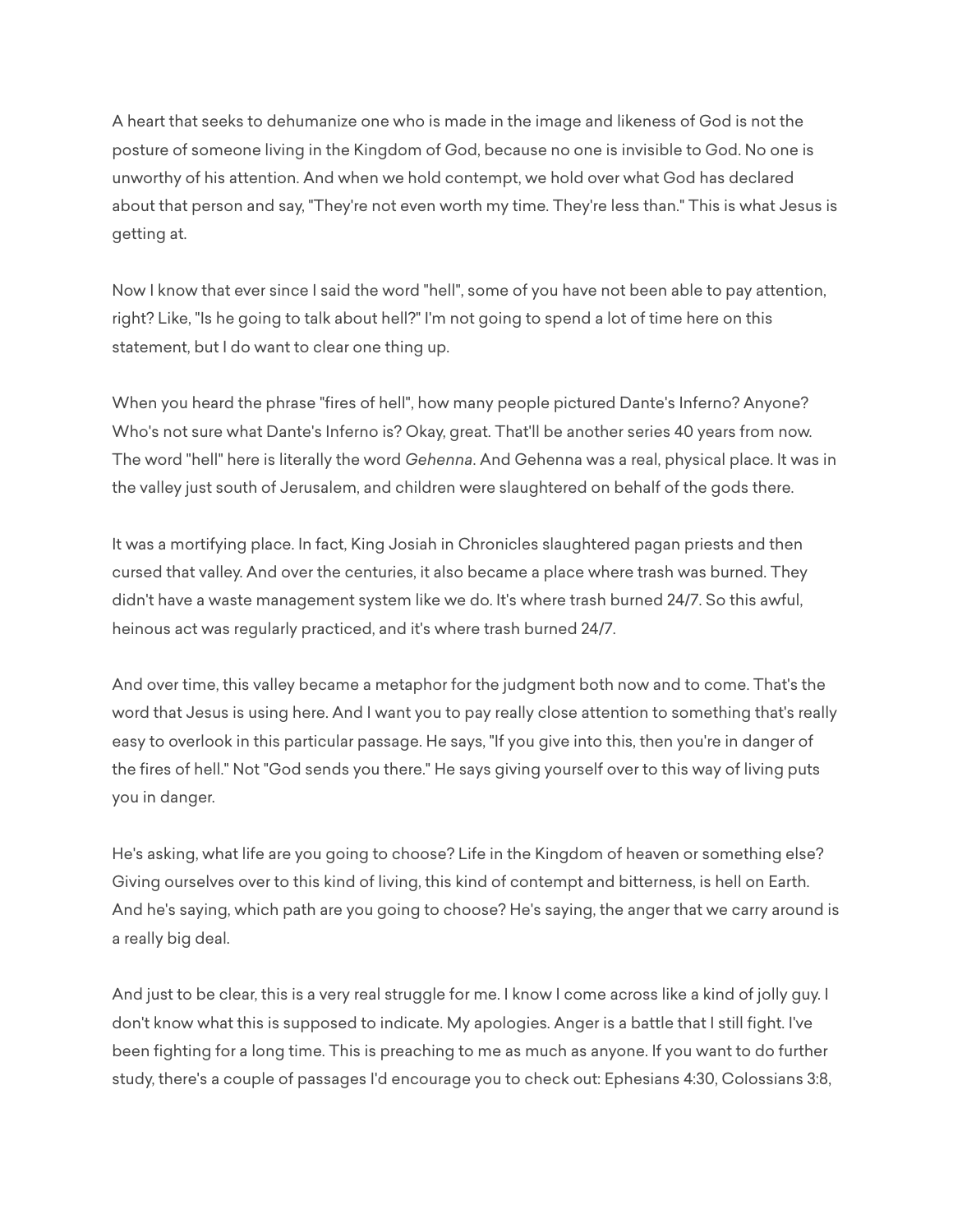A heart that seeks to dehumanize one who is made in the image and likeness of God is not the posture of someone living in the Kingdom of God, because no one is invisible to God. No one is unworthy of his attention. And when we hold contempt, we hold over what God has declared about that person and say, "They're not even worth my time. They're less than." This is what Jesus is getting at.

Now I know that ever since I said the word "hell", some of you have not been able to pay attention, right? Like, "Is he going to talk about hell?" I'm not going to spend a lot of time here on this statement, but I do want to clear one thing up.

When you heard the phrase "fires of hell", how many people pictured Dante's Inferno? Anyone? Who's not sure what Dante's Inferno is? Okay, great. That'll be another series 40 years from now. The word "hell" here is literally the word *Gehenna*. And Gehenna was a real, physical place. It was in the valley just south of Jerusalem, and children were slaughtered on behalf of the gods there.

It was a mortifying place. In fact, King Josiah in Chronicles slaughtered pagan priests and then cursed that valley. And over the centuries, it also became a place where trash was burned. They didn't have a waste management system like we do. It's where trash burned 24/7. So this awful, heinous act was regularly practiced, and it's where trash burned 24/7.

And over time, this valley became a metaphor for the judgment both now and to come. That's the word that Jesus is using here. And I want you to pay really close attention to something that's really easy to overlook in this particular passage. He says, "If you give into this, then you're in danger of the fires of hell." Not "God sends you there." He says giving yourself over to this way of living puts you in danger.

He's asking, what life are you going to choose? Life in the Kingdom of heaven or something else? Giving ourselves over to this kind of living, this kind of contempt and bitterness, is hell on Earth. And he's saying, which path are you going to choose? He's saying, the anger that we carry around is a really big deal.

And just to be clear, this is a very real struggle for me. I know I come across like a kind of jolly guy. I don't know what this is supposed to indicate. My apologies. Anger is a battle that I still fight. I've been fighting for a long time. This is preaching to me as much as anyone. If you want to do further study, there's a couple of passages I'd encourage you to check out: Ephesians 4:30, Colossians 3:8,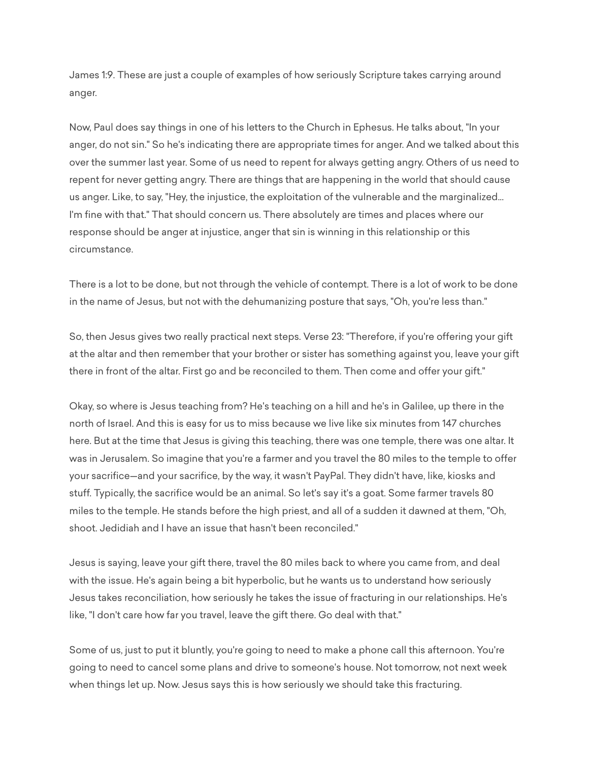James 1:9. These are just a couple of examples of how seriously Scripture takes carrying around anger.

Now, Paul does say things in one of his letters to the Church in Ephesus. He talks about, "In your anger, do not sin." So he's indicating there are appropriate times for anger. And we talked about this over the summer last year. Some of us need to repent for always getting angry. Others of us need to repent for never getting angry. There are things that are happening in the world that should cause us anger. Like, to say, "Hey, the injustice, the exploitation of the vulnerable and the marginalized... I'm fine with that." That should concern us. There absolutely are times and places where our response should be anger at injustice, anger that sin is winning in this relationship or this circumstance.

There is a lot to be done, but not through the vehicle of contempt. There is a lot of work to be done in the name of Jesus, but not with the dehumanizing posture that says, "Oh, you're less than."

So, then Jesus gives two really practical next steps. Verse 23: "Therefore, if you're offering your gift at the altar and then remember that your brother or sister has something against you, leave your gift there in front of the altar. First go and be reconciled to them. Then come and offer your gift."

Okay, so where is Jesus teaching from? He's teaching on a hill and he's in Galilee, up there in the north of Israel. And this is easy for us to miss because we live like six minutes from 147 churches here. But at the time that Jesus is giving this teaching, there was one temple, there was one altar. It was in Jerusalem. So imagine that you're a farmer and you travel the 80 miles to the temple to offer your sacrifice—and your sacrifice, by the way, it wasn't PayPal. They didn't have, like, kiosks and stuff. Typically, the sacrifice would be an animal. So let's say it's a goat. Some farmer travels 80 miles to the temple. He stands before the high priest, and all of a sudden it dawned at them, "Oh, shoot. Jedidiah and I have an issue that hasn't been reconciled."

Jesus is saying, leave your gift there, travel the 80 miles back to where you came from, and deal with the issue. He's again being a bit hyperbolic, but he wants us to understand how seriously Jesus takes reconciliation, how seriously he takes the issue of fracturing in our relationships. He's like, "I don't care how far you travel, leave the gift there. Go deal with that."

Some of us, just to put it bluntly, you're going to need to make a phone call this afternoon. You're going to need to cancel some plans and drive to someone's house. Not tomorrow, not next week when things let up. Now. Jesus says this is how seriously we should take this fracturing.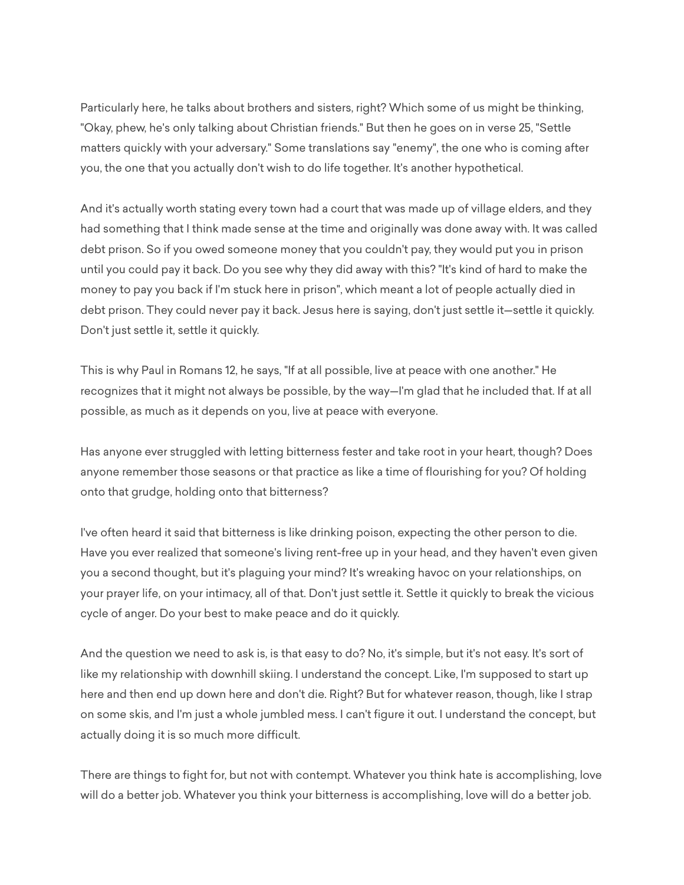Particularly here, he talks about brothers and sisters, right? Which some of us might be thinking, "Okay, phew, he's only talking about Christian friends." But then he goes on in verse 25, "Settle matters quickly with your adversary." Some translations say "enemy", the one who is coming after you, the one that you actually don't wish to do life together. It's another hypothetical.

And it's actually worth stating every town had a court that was made up of village elders, and they had something that I think made sense at the time and originally was done away with. It was called debt prison. So if you owed someone money that you couldn't pay, they would put you in prison until you could pay it back. Do you see why they did away with this? "It's kind of hard to make the money to pay you back if I'm stuck here in prison", which meant a lot of people actually died in debt prison. They could never pay it back. Jesus here is saying, don't just settle it—settle it quickly. Don't just settle it, settle it quickly.

This is why Paul in Romans 12, he says, "If at all possible, live at peace with one another." He recognizes that it might not always be possible, by the way—I'm glad that he included that. If at all possible, as much as it depends on you, live at peace with everyone.

Has anyone ever struggled with letting bitterness fester and take root in your heart, though? Does anyone remember those seasons or that practice as like a time of flourishing for you? Of holding onto that grudge, holding onto that bitterness?

I've often heard it said that bitterness is like drinking poison, expecting the other person to die. Have you ever realized that someone's living rent-free up in your head, and they haven't even given you a second thought, but it's plaguing your mind? It's wreaking havoc on your relationships, on your prayer life, on your intimacy, all of that. Don't just settle it. Settle it quickly to break the vicious cycle of anger. Do your best to make peace and do it quickly.

And the question we need to ask is, is that easy to do? No, it's simple, but it's not easy. It's sort of like my relationship with downhill skiing. I understand the concept. Like, I'm supposed to start up here and then end up down here and don't die. Right? But for whatever reason, though, like I strap on some skis, and I'm just a whole jumbled mess. I can't figure it out. I understand the concept, but actually doing it is so much more difficult.

There are things to fight for, but not with contempt. Whatever you think hate is accomplishing, love will do a better job. Whatever you think your bitterness is accomplishing, love will do a better job.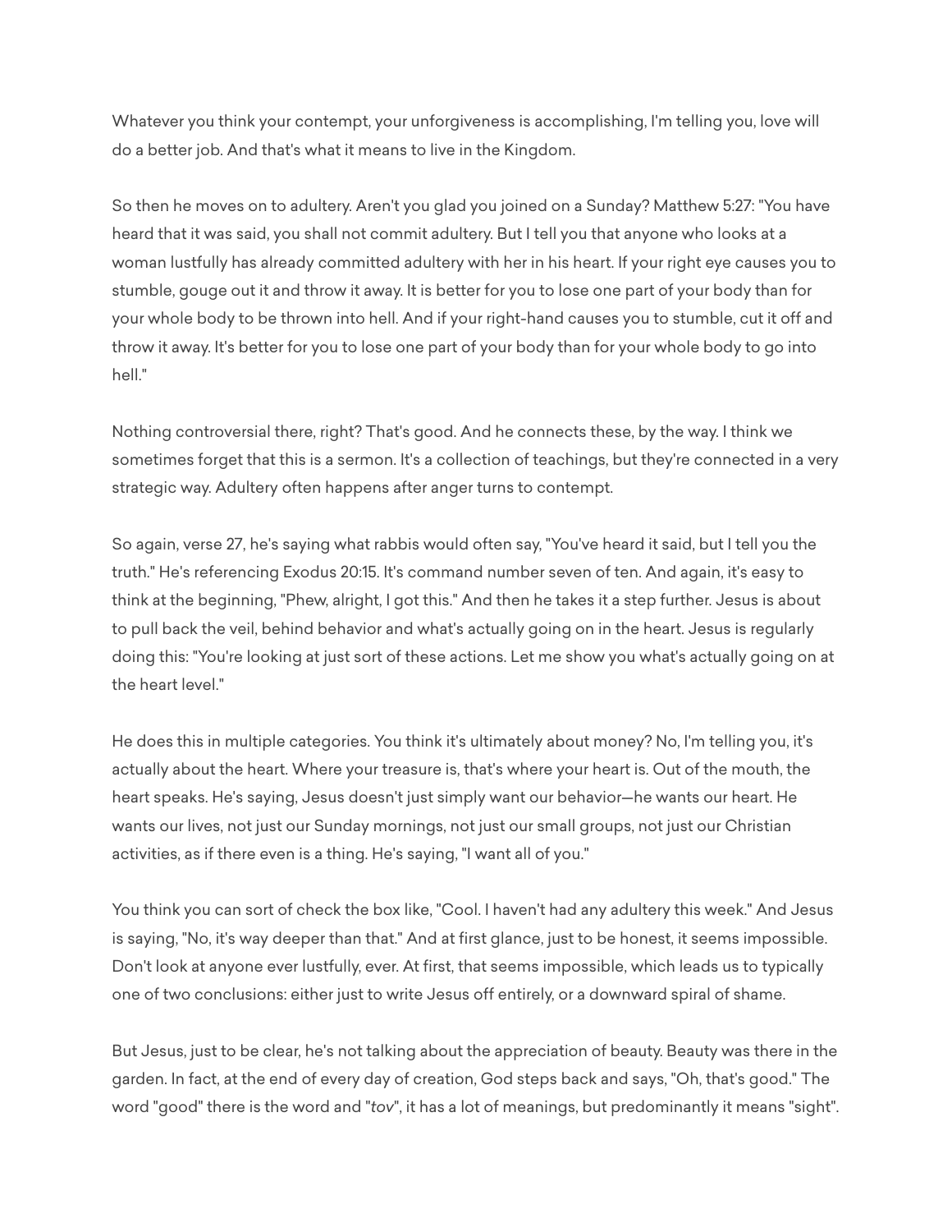Whatever you think your contempt, your unforgiveness is accomplishing, I'm telling you, love will do a better job. And that's what it means to live in the Kingdom.

So then he moves on to adultery. Aren't you glad you joined on a Sunday? Matthew 5:27: "You have heard that it was said, you shall not commit adultery. But I tell you that anyone who looks at a woman lustfully has already committed adultery with her in his heart. If your right eye causes you to stumble, gouge out it and throw it away. It is better for you to lose one part of your body than for your whole body to be thrown into hell. And if your right-hand causes you to stumble, cut it off and throw it away. It's better for you to lose one part of your body than for your whole body to go into hell."

Nothing controversial there, right? That's good. And he connects these, by the way. I think we sometimes forget that this is a sermon. It's a collection of teachings, but they're connected in a very strategic way. Adultery often happens after anger turns to contempt.

So again, verse 27, he's saying what rabbis would often say, "You've heard it said, but I tell you the truth." He's referencing Exodus 20:15. It's command number seven of ten. And again, it's easy to think at the beginning, "Phew, alright, I got this." And then he takes it a step further. Jesus is about to pull back the veil, behind behavior and what's actually going on in the heart. Jesus is regularly doing this: "You're looking at just sort of these actions. Let me show you what's actually going on at the heart level."

He does this in multiple categories. You think it's ultimately about money? No, I'm telling you, it's actually about the heart. Where your treasure is, that's where your heart is. Out of the mouth, the heart speaks. He's saying, Jesus doesn't just simply want our behavior—he wants our heart. He wants our lives, not just our Sunday mornings, not just our small groups, not just our Christian activities, as if there even is a thing. He's saying, "I want all of you."

You think you can sort of check the box like, "Cool. I haven't had any adultery this week." And Jesus is saying, "No, it's way deeper than that." And at first glance, just to be honest, it seems impossible. Don't look at anyone ever lustfully, ever. At first, that seems impossible, which leads us to typically one of two conclusions: either just to write Jesus off entirely, or a downward spiral of shame.

But Jesus, just to be clear, he's not talking about the appreciation of beauty. Beauty was there in the garden. In fact, at the end of every day of creation, God steps back and says, "Oh, that's good." The word "good" there is the word and "*tov*", it has a lot of meanings, but predominantly it means "sight".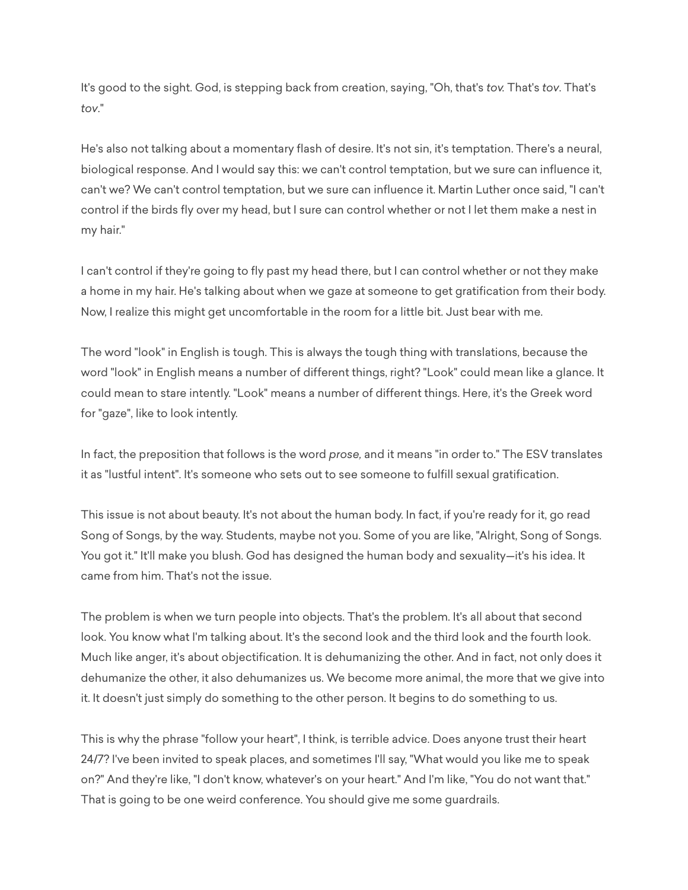It's good to the sight. God, is stepping back from creation, saying, "Oh, that's *tov.* That's *tov*. That's *tov*."

He's also not talking about a momentary flash of desire. It's not sin, it's temptation. There's a neural, biological response. And I would say this: we can't control temptation, but we sure can influence it, can't we? We can't control temptation, but we sure can influence it. Martin Luther once said, "I can't control if the birds fly over my head, but I sure can control whether or not I let them make a nest in my hair."

I can't control if they're going to fly past my head there, but I can control whether or not they make a home in my hair. He's talking about when we gaze at someone to get gratification from their body. Now, I realize this might get uncomfortable in the room for a little bit. Just bear with me.

The word "look" in English is tough. This is always the tough thing with translations, because the word "look" in English means a number of different things, right? "Look" could mean like a glance. It could mean to stare intently. "Look" means a number of different things. Here, it's the Greek word for "gaze", like to look intently.

In fact, the preposition that follows is the word *prose,* and it means "in order to." The ESV translates it as "lustful intent". It's someone who sets out to see someone to fulfill sexual gratification.

This issue is not about beauty. It's not about the human body. In fact, if you're ready for it, go read Song of Songs, by the way. Students, maybe not you. Some of you are like, "Alright, Song of Songs. You got it." It'll make you blush. God has designed the human body and sexuality—it's his idea. It came from him. That's not the issue.

The problem is when we turn people into objects. That's the problem. It's all about that second look. You know what I'm talking about. It's the second look and the third look and the fourth look. Much like anger, it's about objectification. It is dehumanizing the other. And in fact, not only does it dehumanize the other, it also dehumanizes us. We become more animal, the more that we give into it. It doesn't just simply do something to the other person. It begins to do something to us.

This is why the phrase "follow your heart", I think, is terrible advice. Does anyone trust their heart 24/7? I've been invited to speak places, and sometimes I'll say, "What would you like me to speak on?" And they're like, "I don't know, whatever's on your heart." And I'm like, "You do not want that." That is going to be one weird conference. You should give me some guardrails.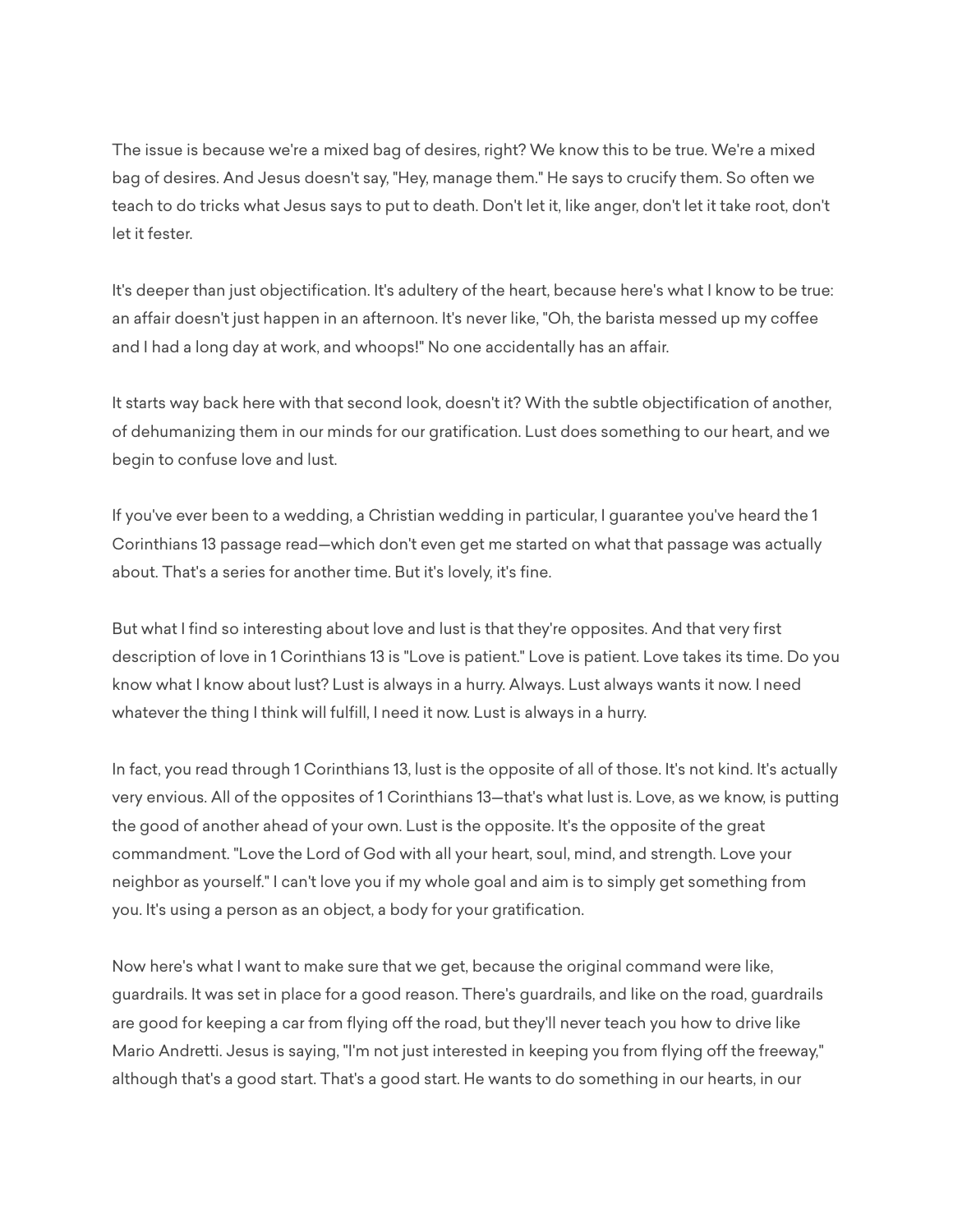The issue is because we're a mixed bag of desires, right? We know this to be true. We're a mixed bag of desires. And Jesus doesn't say, "Hey, manage them." He says to crucify them. So often we teach to do tricks what Jesus says to put to death. Don't let it, like anger, don't let it take root, don't let it fester.

It's deeper than just objectification. It's adultery of the heart, because here's what I know to be true: an affair doesn't just happen in an afternoon. It's never like, "Oh, the barista messed up my coffee and I had a long day at work, and whoops!" No one accidentally has an affair.

It starts way back here with that second look, doesn't it? With the subtle objectification of another, of dehumanizing them in our minds for our gratification. Lust does something to our heart, and we begin to confuse love and lust.

If you've ever been to a wedding, a Christian wedding in particular, I guarantee you've heard the 1 Corinthians 13 passage read—which don't even get me started on what that passage was actually about. That's a series for another time. But it's lovely, it's fine.

But what I find so interesting about love and lust is that they're opposites. And that very first description of love in 1 Corinthians 13 is "Love is patient." Love is patient. Love takes its time. Do you know what I know about lust? Lust is always in a hurry. Always. Lust always wants it now. I need whatever the thing I think will fulfill, I need it now. Lust is always in a hurry.

In fact, you read through 1 Corinthians 13, lust is the opposite of all of those. It's not kind. It's actually very envious. All of the opposites of 1 Corinthians 13—that's what lust is. Love, as we know, is putting the good of another ahead of your own. Lust is the opposite. It's the opposite of the great commandment. "Love the Lord of God with all your heart, soul, mind, and strength. Love your neighbor as yourself." I can't love you if my whole goal and aim is to simply get something from you. It's using a person as an object, a body for your gratification.

Now here's what I want to make sure that we get, because the original command were like, guardrails. It was set in place for a good reason. There's guardrails, and like on the road, guardrails are good for keeping a car from flying off the road, but they'll never teach you how to drive like Mario Andretti. Jesus is saying, "I'm not just interested in keeping you from flying off the freeway," although that's a good start. That's a good start. He wants to do something in our hearts, in our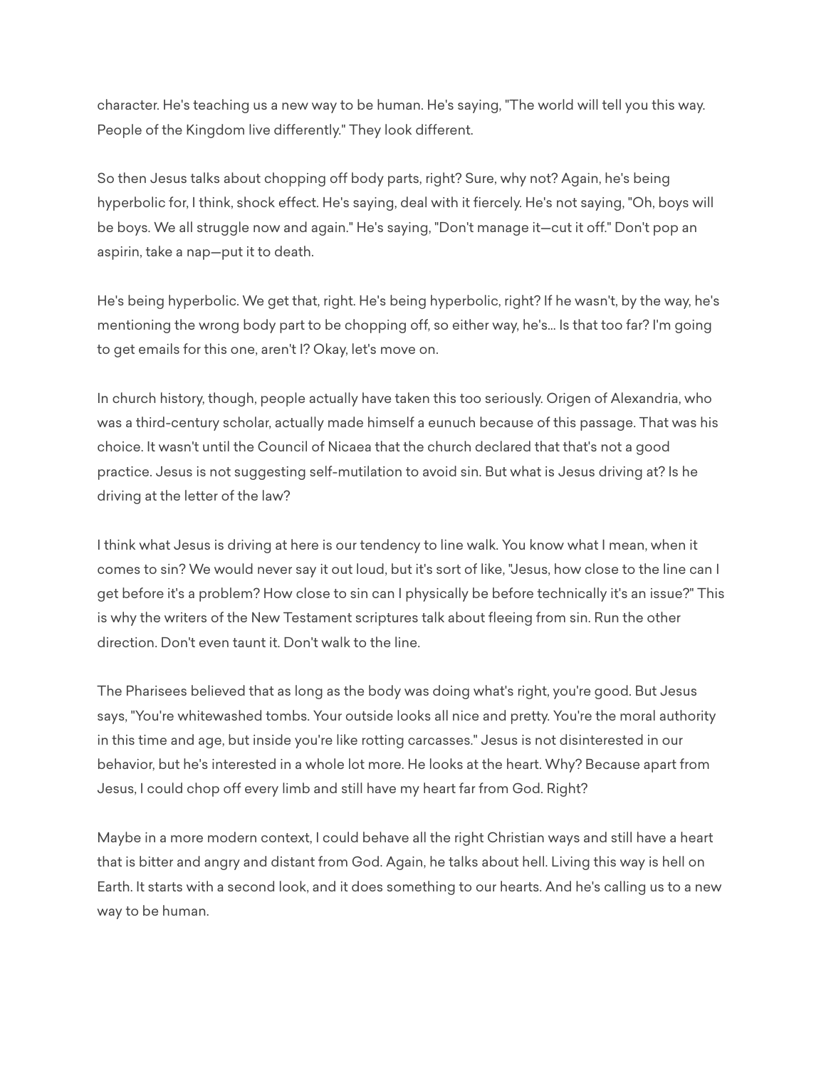character. He's teaching us a new way to be human. He's saying, "The world will tell you this way. People of the Kingdom live differently." They look different.

So then Jesus talks about chopping off body parts, right? Sure, why not? Again, he's being hyperbolic for, I think, shock effect. He's saying, deal with it fiercely. He's not saying, "Oh, boys will be boys. We all struggle now and again." He's saying, "Don't manage it—cut it off." Don't pop an aspirin, take a nap—put it to death.

He's being hyperbolic. We get that, right. He's being hyperbolic, right? If he wasn't, by the way, he's mentioning the wrong body part to be chopping off, so either way, he's... Is that too far? I'm going to get emails for this one, aren't I? Okay, let's move on.

In church history, though, people actually have taken this too seriously. Origen of Alexandria, who was a third-century scholar, actually made himself a eunuch because of this passage. That was his choice. It wasn't until the Council of Nicaea that the church declared that that's not a good practice. Jesus is not suggesting self-mutilation to avoid sin. But what is Jesus driving at? Is he driving at the letter of the law?

I think what Jesus is driving at here is our tendency to line walk. You know what I mean, when it comes to sin? We would never say it out loud, but it's sort of like, "Jesus, how close to the line can I get before it's a problem? How close to sin can I physically be before technically it's an issue?" This is why the writers of the New Testament scriptures talk about fleeing from sin. Run the other direction. Don't even taunt it. Don't walk to the line.

The Pharisees believed that as long as the body was doing what's right, you're good. But Jesus says, "You're whitewashed tombs. Your outside looks all nice and pretty. You're the moral authority in this time and age, but inside you're like rotting carcasses." Jesus is not disinterested in our behavior, but he's interested in a whole lot more. He looks at the heart. Why? Because apart from Jesus, I could chop off every limb and still have my heart far from God. Right?

Maybe in a more modern context, I could behave all the right Christian ways and still have a heart that is bitter and angry and distant from God. Again, he talks about hell. Living this way is hell on Earth. It starts with a second look, and it does something to our hearts. And he's calling us to a new way to be human.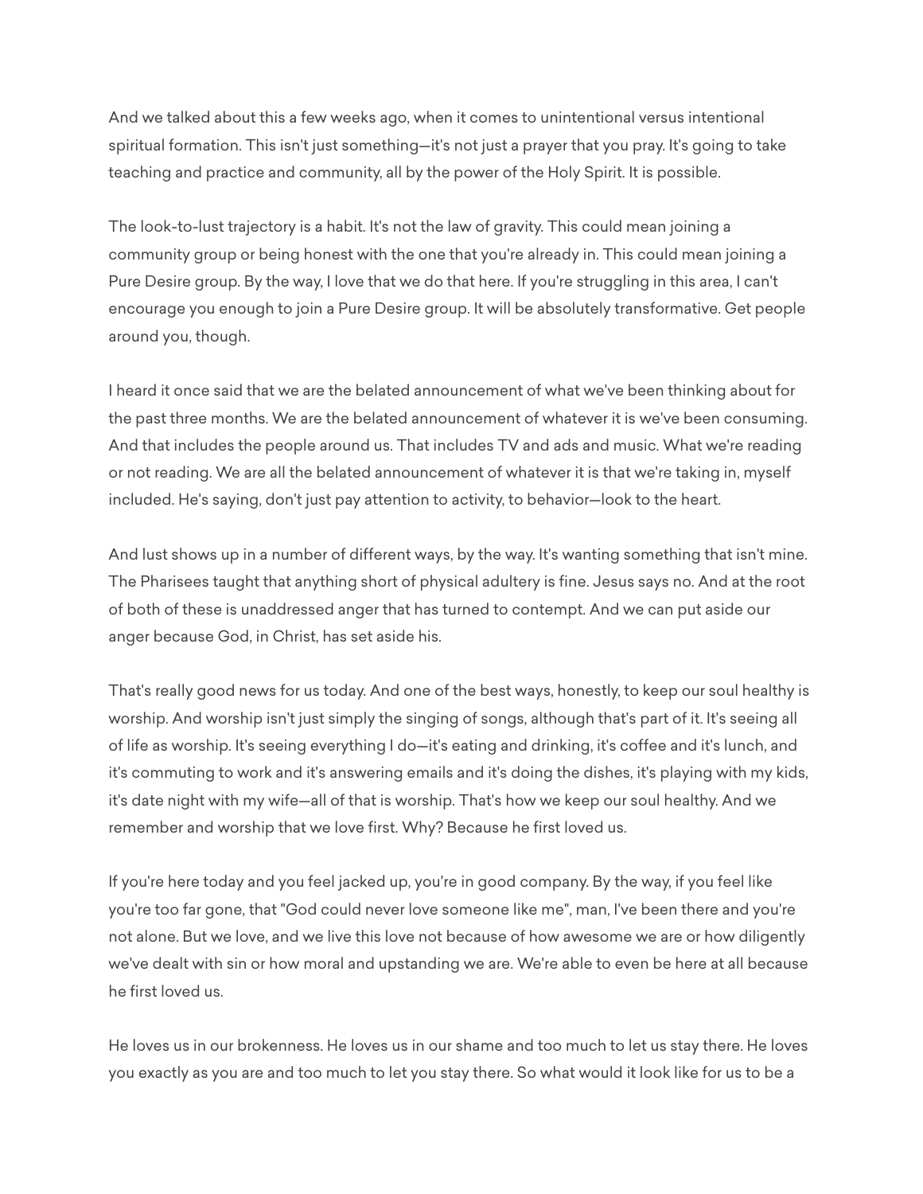And we talked about this a few weeks ago, when it comes to unintentional versus intentional spiritual formation. This isn't just something—it's not just a prayer that you pray. It's going to take teaching and practice and community, all by the power of the Holy Spirit. It is possible.

The look-to-lust trajectory is a habit. It's not the law of gravity. This could mean joining a community group or being honest with the one that you're already in. This could mean joining a Pure Desire group. By the way, I love that we do that here. If you're struggling in this area, I can't encourage you enough to join a Pure Desire group. It will be absolutely transformative. Get people around you, though.

I heard it once said that we are the belated announcement of what we've been thinking about for the past three months. We are the belated announcement of whatever it is we've been consuming. And that includes the people around us. That includes TV and ads and music. What we're reading or not reading. We are all the belated announcement of whatever it is that we're taking in, myself included. He's saying, don't just pay attention to activity, to behavior—look to the heart.

And lust shows up in a number of different ways, by the way. It's wanting something that isn't mine. The Pharisees taught that anything short of physical adultery is fine. Jesus says no. And at the root of both of these is unaddressed anger that has turned to contempt. And we can put aside our anger because God, in Christ, has set aside his.

That's really good news for us today. And one of the best ways, honestly, to keep our soul healthy is worship. And worship isn't just simply the singing of songs, although that's part of it. It's seeing all of life as worship. It's seeing everything I do—it's eating and drinking, it's coffee and it's lunch, and it's commuting to work and it's answering emails and it's doing the dishes, it's playing with my kids, it's date night with my wife—all of that is worship. That's how we keep our soul healthy. And we remember and worship that we love first. Why? Because he first loved us.

If you're here today and you feel jacked up, you're in good company. By the way, if you feel like you're too far gone, that "God could never love someone like me", man, I've been there and you're not alone. But we love, and we live this love not because of how awesome we are or how diligently we've dealt with sin or how moral and upstanding we are. We're able to even be here at all because he first loved us.

He loves us in our brokenness. He loves us in our shame and too much to let us stay there. He loves you exactly as you are and too much to let you stay there. So what would it look like for us to be a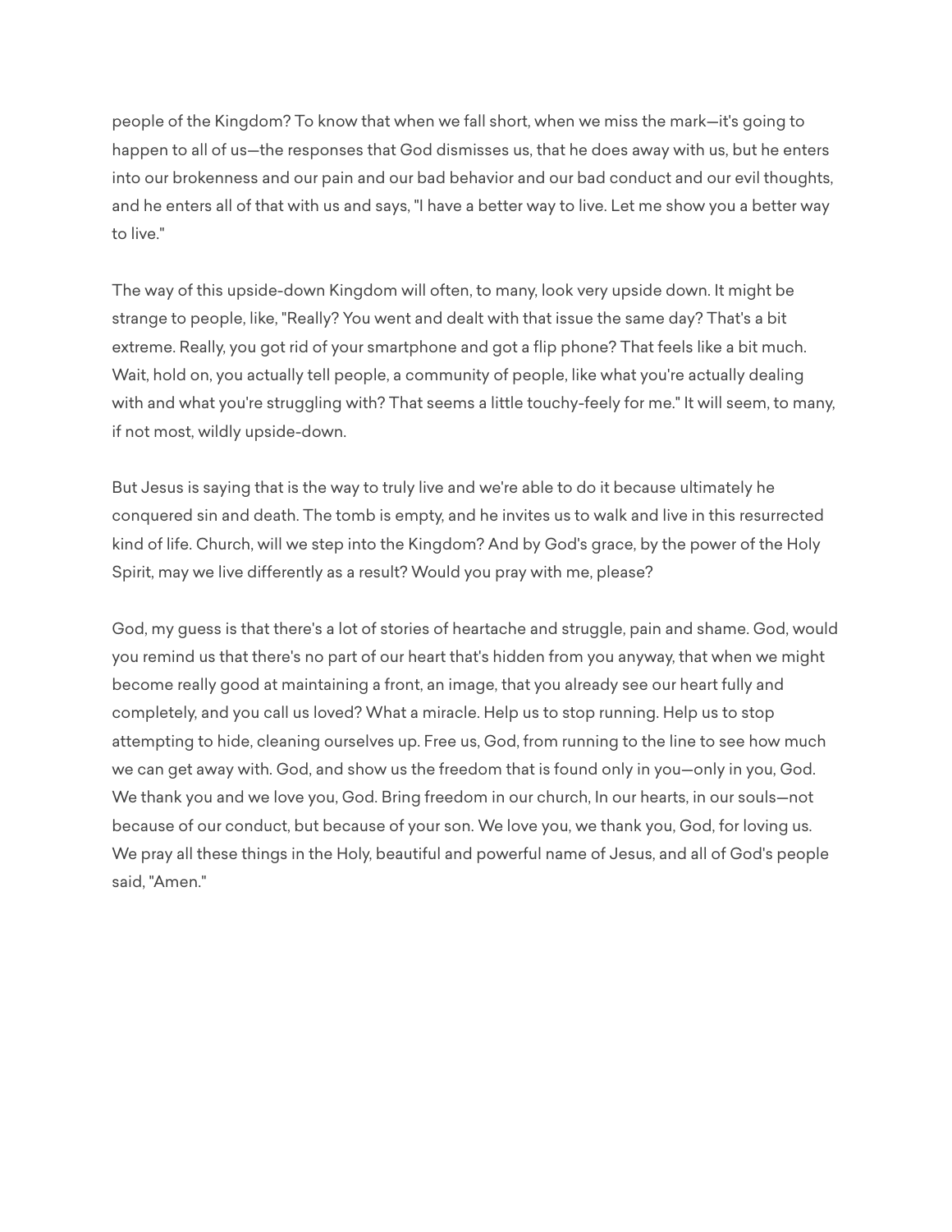people of the Kingdom? To know that when we fall short, when we miss the mark—it's going to happen to all of us—the responses that God dismisses us, that he does away with us, but he enters into our brokenness and our pain and our bad behavior and our bad conduct and our evil thoughts, and he enters all of that with us and says, "I have a better way to live. Let me show you a better way to live."

The way of this upside-down Kingdom will often, to many, look very upside down. It might be strange to people, like, "Really? You went and dealt with that issue the same day? That's a bit extreme. Really, you got rid of your smartphone and got a flip phone? That feels like a bit much. Wait, hold on, you actually tell people, a community of people, like what you're actually dealing with and what you're struggling with? That seems a little touchy-feely for me." It will seem, to many, if not most, wildly upside-down.

But Jesus is saying that is the way to truly live and we're able to do it because ultimately he conquered sin and death. The tomb is empty, and he invites us to walk and live in this resurrected kind of life. Church, will we step into the Kingdom? And by God's grace, by the power of the Holy Spirit, may we live differently as a result? Would you pray with me, please?

God, my guess is that there's a lot of stories of heartache and struggle, pain and shame. God, would you remind us that there's no part of our heart that's hidden from you anyway, that when we might become really good at maintaining a front, an image, that you already see our heart fully and completely, and you call us loved? What a miracle. Help us to stop running. Help us to stop attempting to hide, cleaning ourselves up. Free us, God, from running to the line to see how much we can get away with. God, and show us the freedom that is found only in you—only in you, God. We thank you and we love you, God. Bring freedom in our church, In our hearts, in our souls—not because of our conduct, but because of your son. We love you, we thank you, God, for loving us. We pray all these things in the Holy, beautiful and powerful name of Jesus, and all of God's people said, "Amen."